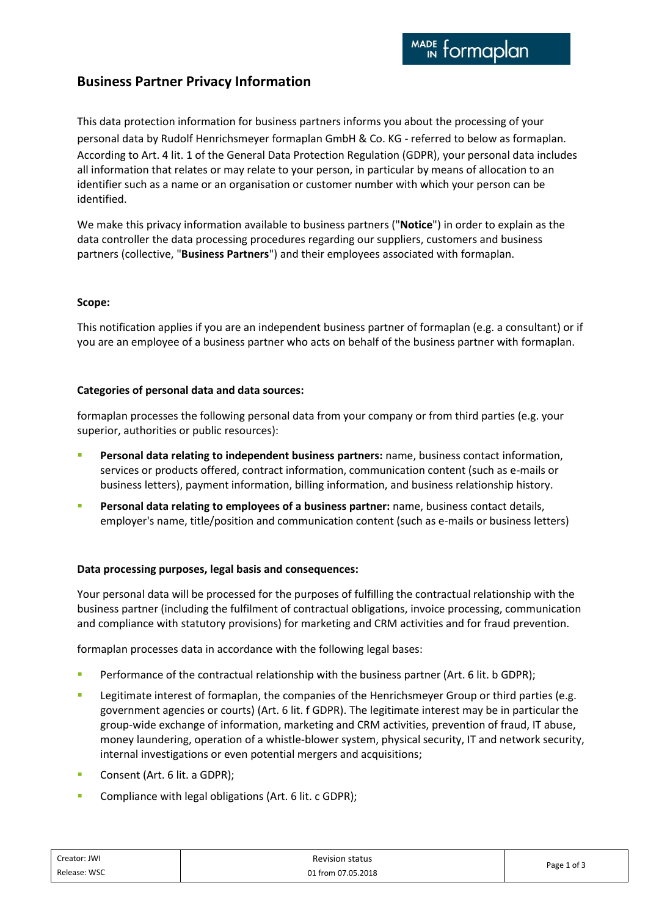# Business Partner Privacy Information

This data protection information for business partners informs you about the processing of your personal data by Rudolf Henrichsmeyer formaplan GmbH & Co. KG - referred to below as formaplan. According to Art. 4 lit. 1 of the General Data Protection Regulation (GDPR), your personal data includes all information that relates or may relate to your person, in particular by means of allocation to an identifier such as a name or an organisation or customer number with which your person can be identified.

We make this privacy information available to business partners ("**Notice**") in order to explain as the data controller the data processing procedures regarding our suppliers, customers and business partners (collective, "**Business Partners**") and their employees associated with formaplan.

**Scope:**

This notification applies if you are an independent business partner of formaplan (e.g. a consultant) or if you are an employee of a business partner who acts on behalf of the business partner with formaplan.

**Categories of personal data and data sources:**

formaplan processes the following personal data from your company or from third parties (e.g. your superior, authorities or public resources):

- **Personal data relating to independent business partners:** name, business contact information, services or products offered, contract information, communication content (such as e-mails or business letters), payment information, billing information, and business relationship history.
- **Personal data relating to employees of a business partner:** name, business contact details, employer's name, title/position and communication content (such as e-mails or business letters)

**Data processing purposes, legal basis and consequences:**

Your personal data will be processed for the purposes of fulfilling the contractual relationship with the business partner (including the fulfilment of contractual obligations, invoice processing, communication and compliance with statutory provisions) for marketing and CRM activities and for fraud prevention.

formaplan processes data in accordance with the following legal bases:

- Performance of the contractual relationship with the business partner (Art. 6 lit. b GDPR);
- Legitimate interest of formaplan, the companies of the Henrichsmeyer Group or third parties (e.g. government agencies or courts) (Art. 6 lit. f GDPR). The legitimate interest may be in particular the group-wide exchange of information, marketing and CRM activities, prevention of fraud, IT abuse, money laundering, operation of a whistle-blower system, physical security, IT and network security, internal investigations or even potential mergers and acquisitions;
- Consent (Art. 6 lit. a GDPR);
- Compliance with legal obligations (Art. 6 lit. c GDPR);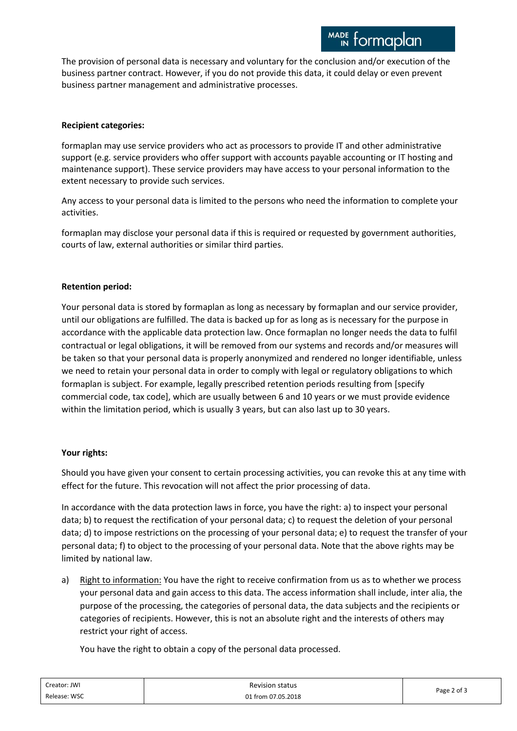The provision of personal data is necessary and voluntary for the conclusion and/or execution of the business partner contract. However, if you do not provide this data, it could delay or even prevent business partner management and administrative processes.

**Recipient categories:**

formaplan may use service providers who act as processors to provide IT and other administrative support (e.g. service providers who offer support with accounts payable accounting or IT hosting and maintenance support). These service providers may have access to your personal information to the extent necessary to provide such services.

Any access to your personal data is limited to the persons who need the information to complete your activities.

formaplan may disclose your personal data if this is required or requested by government authorities, courts of law, external authorities or similar third parties.

**Retention period:**

Your personal data is stored by formaplan as long as necessary by formaplan and our service provider, until our obligations are fulfilled. The data is backed up for as long as is necessary for the purpose in accordance with the applicable data protection law. Once formaplan no longer needs the data to fulfil contractual or legal obligations, it will be removed from our systems and records and/or measures will be taken so that your personal data is properly anonymized and rendered no longer identifiable, unless we need to retain your personal data in order to comply with legal or regulatory obligations to which formaplan is subject. For example, legally prescribed retention periods resulting from [specify commercial code, tax code], which are usually between 6 and 10 years or we must provide evidence within the limitation period, which is usually 3 years, but can also last up to 30 years.

**Your rights:**

Should you have given your consent to certain processing activities, you can revoke this at any time with effect for the future. This revocation will not affect the prior processing of data.

In accordance with the data protection laws in force, you have the right: a) to inspect your personal data; b) to request the rectification of your personal data; c) to request the deletion of your personal data; d) to impose restrictions on the processing of your personal data; e) to request the transfer of your personal data; f) to object to the processing of your personal data. Note that the above rights may be limited by national law.

a) <u>Right to information:</u> You have the right to receive confirmation from us as to whether we process your personal data and gain access to this data. The access information shall include, inter alia, the purpose of the processing, the categories of personal data, the data subjects and the recipients or categories of recipients. However, this is not an absolute right and the interests of others may restrict your right of access.

   You have the right to obtain a copy of the personal data processed.

| Creator: JWI | Revision status | |
|---|---|---|
| Release: WSC | 01 from 07.05.2018 | |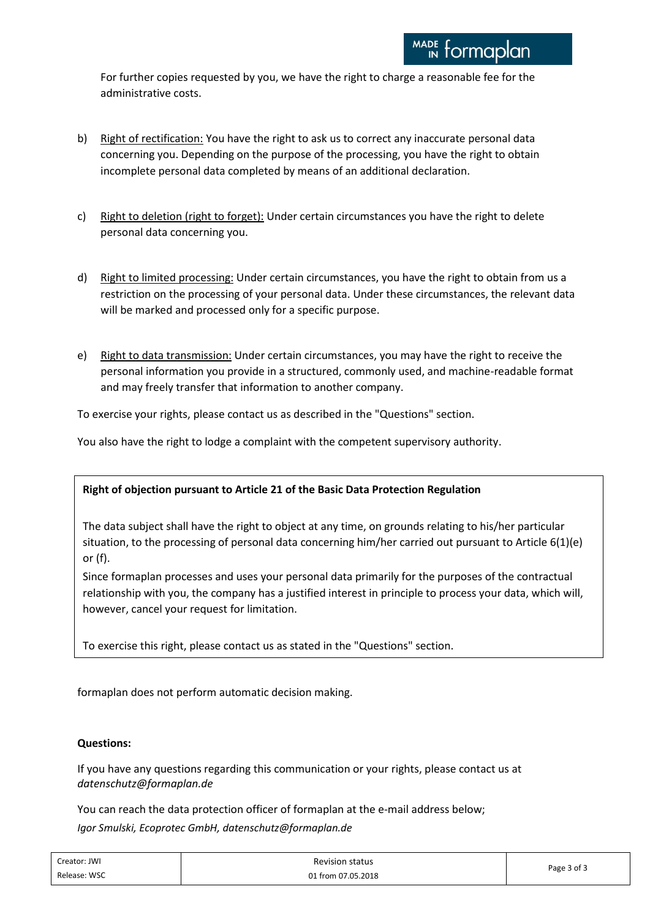For further copies requested by you, we have the right to charge a reasonable fee for the administrative costs.

b) Right of rectification: You have the right to ask us to correct any inaccurate personal data concerning you. Depending on the purpose of the processing, you have the right to obtain incomplete personal data completed by means of an additional declaration.

c) Right to deletion (right to forget): Under certain circumstances you have the right to delete personal data concerning you.

d) Right to limited processing: Under certain circumstances, you have the right to obtain from us a restriction on the processing of your personal data. Under these circumstances, the relevant data will be marked and processed only for a specific purpose.

e) Right to data transmission: Under certain circumstances, you may have the right to receive the personal information you provide in a structured, commonly used, and machine-readable format and may freely transfer that information to another company.

To exercise your rights, please contact us as described in the "Questions" section.

You also have the right to lodge a complaint with the competent supervisory authority.

**Right of objection pursuant to Article 21 of the Basic Data Protection Regulation**

The data subject shall have the right to object at any time, on grounds relating to his/her particular situation, to the processing of personal data concerning him/her carried out pursuant to Article 6(1)(e) or (f).

Since formaplan processes and uses your personal data primarily for the purposes of the contractual relationship with you, the company has a justified interest in principle to process your data, which will, however, cancel your request for limitation.

To exercise this right, please contact us as stated in the "Questions" section.

formaplan does not perform automatic decision making.

**Questions:**

If you have any questions regarding this communication or your rights, please contact us at *datenschutz@formaplan.de*

You can reach the data protection officer of formaplan at the e-mail address below;

*Igor Smulski, Ecoprotec GmbH, datenschutz@formaplan.de*

| | | |
|---|---|---|
| Creator: JWI<br>Release: WSC | Revision status<br>01 from 07.05.2018 | Page 3 of 3 |